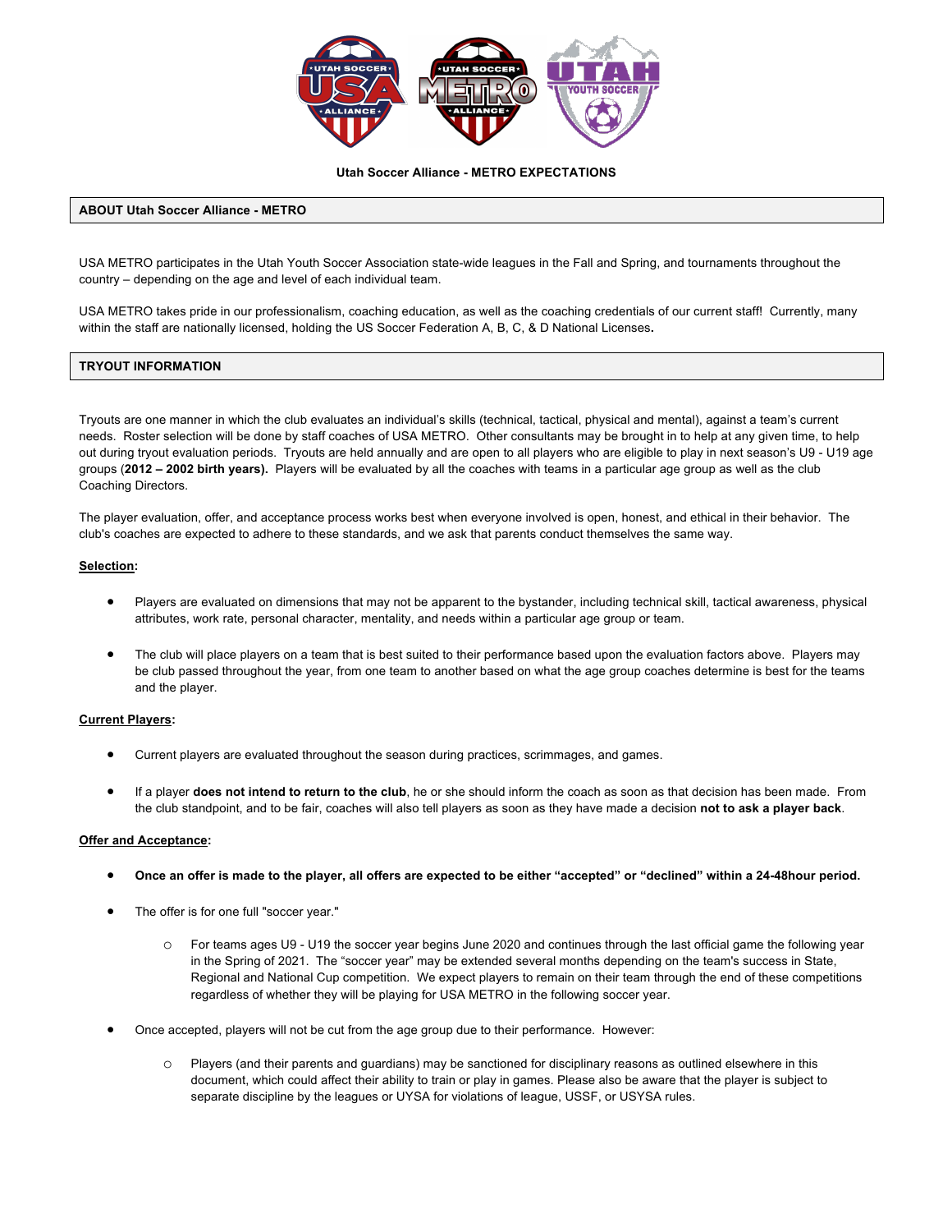**Utah Soccer Alliance - METRO EXPECTATIONS**

## ABOUT Utah Soccer Alliance - METRO

USA METRO participates in the Utah Youth Soccer Association state-wide leagues in the Fall and Spring, and tournaments throughout the country – depending on the age and level of each individual team.

USA METRO takes pride in our professionalism, coaching education, as well as the coaching credentials of our current staff! Currently, many within the staff are nationally licensed, holding the US Soccer Federation A, B, C, & D National Licenses**.**

## TRYOUT INFORMATION

Tryouts are one manner in which the club evaluates an individual's skills (technical, tactical, physical and mental), against a team's current needs. Roster selection will be done by staff coaches of USA METRO. Other consultants may be brought in to help at any given time, to help out during tryout evaluation periods. Tryouts are held annually and are open to all players who are eligible to play in next season's U9 - U19 age groups (**2012 – 2002 birth years).** Players will be evaluated by all the coaches with teams in a particular age group as well as the club Coaching Directors.

The player evaluation, offer, and acceptance process works best when everyone involved is open, honest, and ethical in their behavior. The club's coaches are expected to adhere to these standards, and we ask that parents conduct themselves the same way.

**Selection:**

- Players are evaluated on dimensions that may not be apparent to the bystander, including technical skill, tactical awareness, physical attributes, work rate, personal character, mentality, and needs within a particular age group or team.
- The club will place players on a team that is best suited to their performance based upon the evaluation factors above. Players may be club passed throughout the year, from one team to another based on what the age group coaches determine is best for the teams and the player.

**Current Players:**

- Current players are evaluated throughout the season during practices, scrimmages, and games.
- If a player **does not intend to return to the club**, he or she should inform the coach as soon as that decision has been made. From the club standpoint, and to be fair, coaches will also tell players as soon as they have made a decision **not to ask a player back**.

**Offer and Acceptance:**

- **Once an offer is made to the player, all offers are expected to be either "accepted" or "declined" within a 24-48hour period.**
- The offer is for one full "soccer year."
  - For teams ages U9 - U19 the soccer year begins June 2020 and continues through the last official game the following year in the Spring of 2021. The "soccer year" may be extended several months depending on the team's success in State, Regional and National Cup competition. We expect players to remain on their team through the end of these competitions regardless of whether they will be playing for USA METRO in the following soccer year.
- Once accepted, players will not be cut from the age group due to their performance. However:
  - Players (and their parents and guardians) may be sanctioned for disciplinary reasons as outlined elsewhere in this document, which could affect their ability to train or play in games. Please also be aware that the player is subject to separate discipline by the leagues or UYSA for violations of league, USSF, or USYSA rules.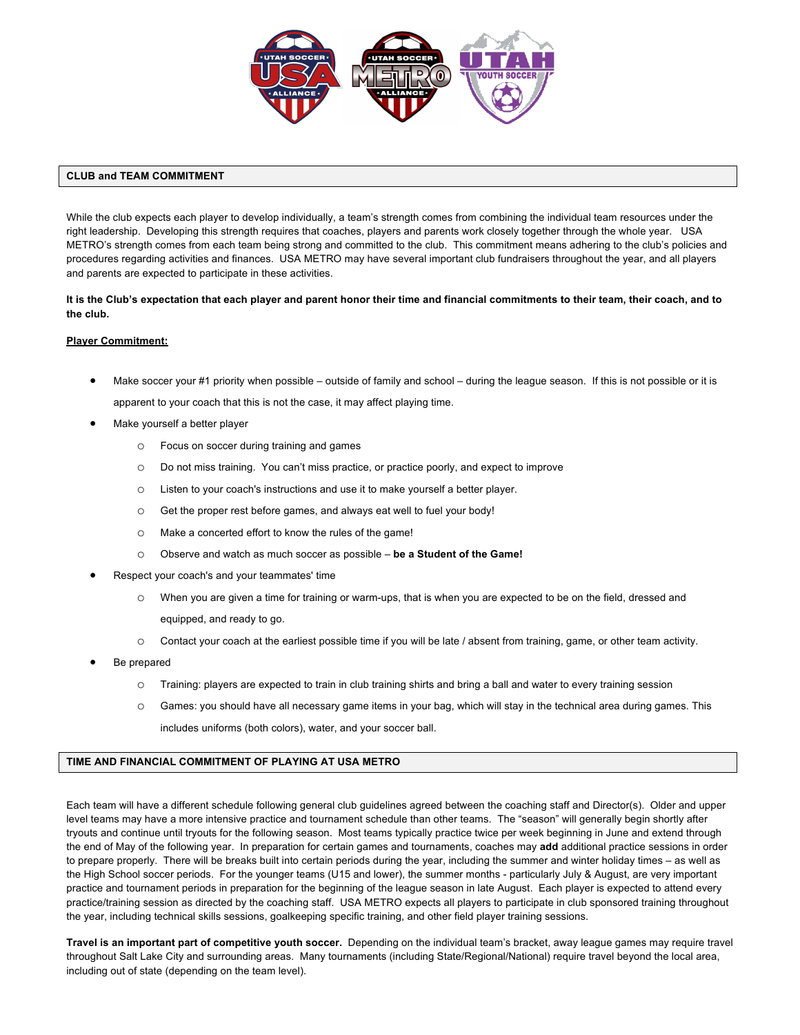## CLUB and TEAM COMMITMENT

While the club expects each player to develop individually, a team's strength comes from combining the individual team resources under the right leadership. Developing this strength requires that coaches, players and parents work closely together through the whole year. USA METRO's strength comes from each team being strong and committed to the club. This commitment means adhering to the club's policies and procedures regarding activities and finances. USA METRO may have several important club fundraisers throughout the year, and all players and parents are expected to participate in these activities.

**It is the Club's expectation that each player and parent honor their time and financial commitments to their team, their coach, and to the club.**

**Player Commitment:**

- Make soccer your #1 priority when possible – outside of family and school – during the league season. If this is not possible or it is apparent to your coach that this is not the case, it may affect playing time.
- Make yourself a better player
  - Focus on soccer during training and games
  - Do not miss training. You can't miss practice, or practice poorly, and expect to improve
  - Listen to your coach's instructions and use it to make yourself a better player.
  - Get the proper rest before games, and always eat well to fuel your body!
  - Make a concerted effort to know the rules of the game!
  - Observe and watch as much soccer as possible – **be a Student of the Game!**
- Respect your coach's and your teammates' time
  - When you are given a time for training or warm-ups, that is when you are expected to be on the field, dressed and equipped, and ready to go.
  - Contact your coach at the earliest possible time if you will be late / absent from training, game, or other team activity.
- Be prepared
  - Training: players are expected to train in club training shirts and bring a ball and water to every training session
  - Games: you should have all necessary game items in your bag, which will stay in the technical area during games. This includes uniforms (both colors), water, and your soccer ball.

## TIME AND FINANCIAL COMMITMENT OF PLAYING AT USA METRO

Each team will have a different schedule following general club guidelines agreed between the coaching staff and Director(s). Older and upper level teams may have a more intensive practice and tournament schedule than other teams. The "season" will generally begin shortly after tryouts and continue until tryouts for the following season. Most teams typically practice twice per week beginning in June and extend through the end of May of the following year. In preparation for certain games and tournaments, coaches may **add** additional practice sessions in order to prepare properly. There will be breaks built into certain periods during the year, including the summer and winter holiday times – as well as the High School soccer periods. For the younger teams (U15 and lower), the summer months - particularly July & August, are very important practice and tournament periods in preparation for the beginning of the league season in late August. Each player is expected to attend every practice/training session as directed by the coaching staff. USA METRO expects all players to participate in club sponsored training throughout the year, including technical skills sessions, goalkeeping specific training, and other field player training sessions.

**Travel is an important part of competitive youth soccer.** Depending on the individual team's bracket, away league games may require travel throughout Salt Lake City and surrounding areas. Many tournaments (including State/Regional/National) require travel beyond the local area, including out of state (depending on the team level).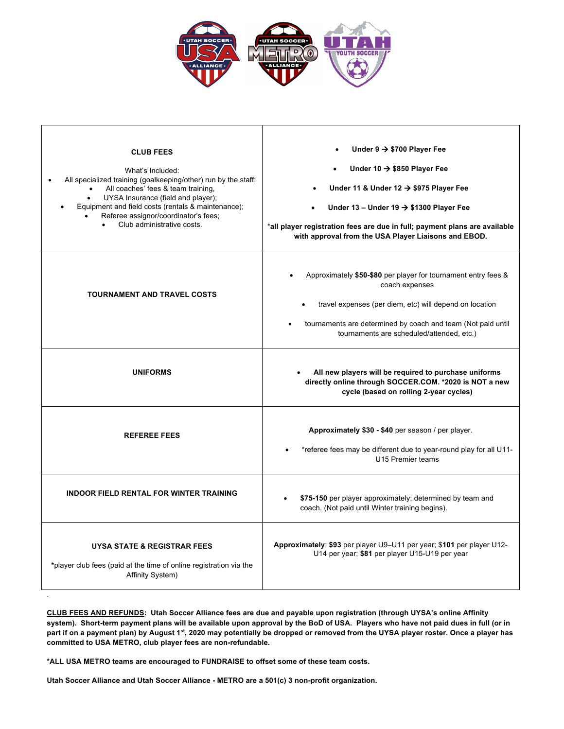| | |
|---|---|
| **CLUB FEES**<br><br>What's Included:<br>• All specialized training (goalkeeping/other) run by the staff;<br>• All coaches' fees & team training,<br>• UYSA Insurance (field and player);<br>• Equipment and field costs (rentals & maintenance);<br>• Referee assignor/coordinator's fees;<br>• Club administrative costs. | • **Under 9 → $700 Player Fee**<br>• **Under 10 → $850 Player Fee**<br>• **Under 11 & Under 12 → $975 Player Fee**<br>• **Under 13 – Under 19 → $1300 Player Fee**<br><br>*__all player registration fees are due in full; payment plans are available with approval from the USA Player Liaisons and EBOD.__ |
| **TOURNAMENT AND TRAVEL COSTS** | • Approximately **$50-$80** per player for tournament entry fees & coach expenses<br>• travel expenses (per diem, etc) will depend on location<br>• tournaments are determined by coach and team (Not paid until tournaments are scheduled/attended, etc.) |
| **UNIFORMS** | • **All new players will be required to purchase uniforms directly online through SOCCER.COM. *2020 is NOT a new cycle (based on rolling 2-year cycles)** |
| **REFEREE FEES** | **Approximately $30 - $40** per season / per player.<br>• *referee fees may be different due to year-round play for all U11-U15 Premier teams |
| **INDOOR FIELD RENTAL FOR WINTER TRAINING** | • **$75-150** per player approximately; determined by team and coach. (Not paid until Winter training begins). |
| **UYSA STATE & REGISTRAR FEES**<br><br>*player club fees (paid at the time of online registration via the Affinity System) | **Approximately**: **$93** per player U9–U11 per year; $**101** per player U12-U14 per year; **$81** per player U15-U19 per year |

**<u>CLUB FEES AND REFUNDS</u>: Utah Soccer Alliance fees are due and payable upon registration (through UYSA's online Affinity system). Short-term payment plans will be available upon approval by the BoD of USA. Players who have not paid dues in full (or in part if on a payment plan) by August 1st, 2020 may potentially be dropped or removed from the UYSA player roster. Once a player has committed to USA METRO, club player fees are non-refundable.**

**\*ALL USA METRO teams are encouraged to FUNDRAISE to offset some of these team costs.**

**Utah Soccer Alliance and Utah Soccer Alliance - METRO are a 501(c) 3 non-profit organization.**